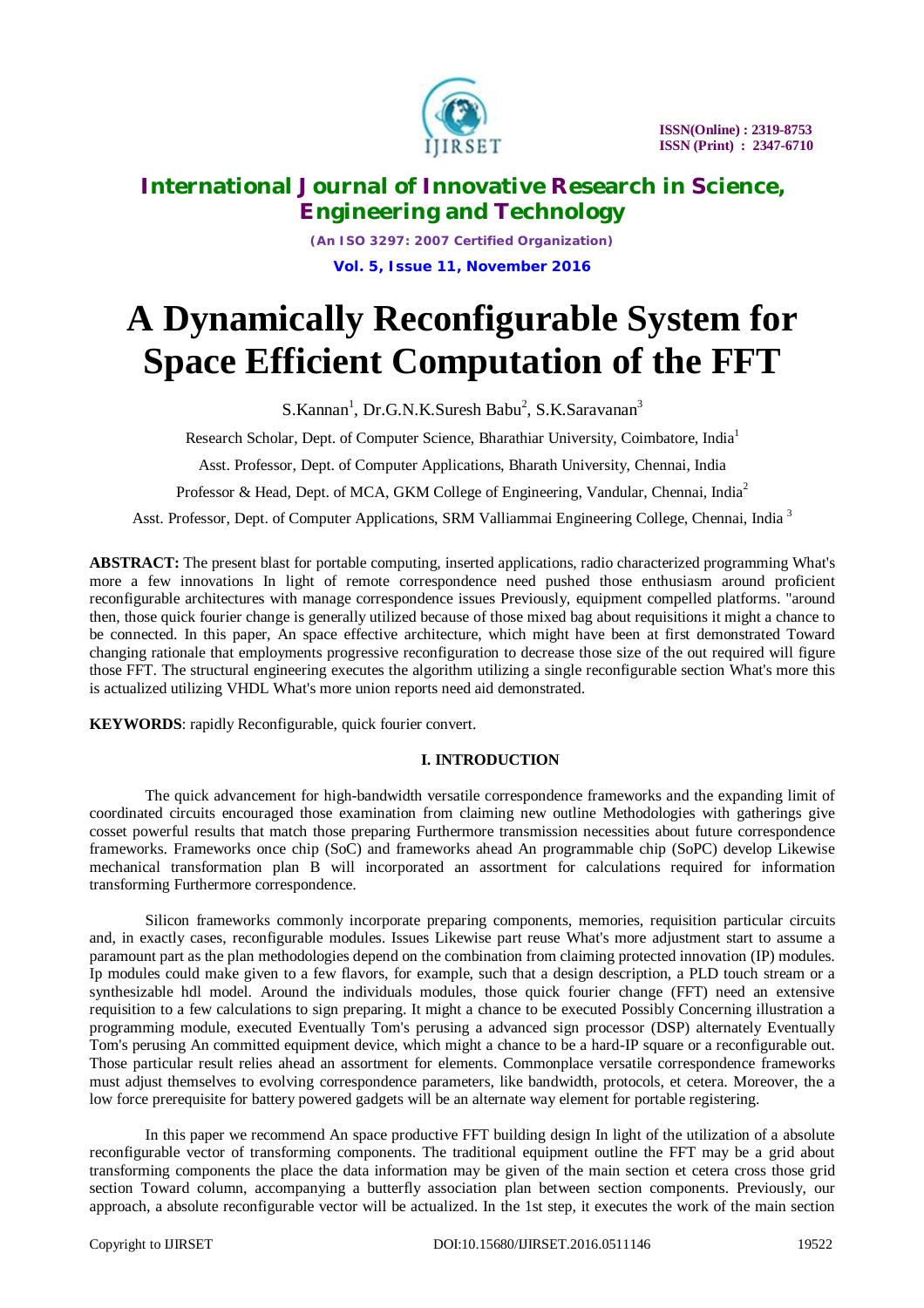# A Dynamically Reconfigurable System for Space Efficient Computation of the FFT

S.Kannan[1], Dr.G.N.K.Suresh Babu[2], S.K.Saravanan[3]

Research Scholar, Dept. of Computer Science, Bharathiar University, Coimbatore, India[1]

Asst. Professor, Dept. of Computer Applications, Bharath University, Chennai, India

Professor & Head, Dept. of MCA, GKM College of Engineering, Vandular, Chennai, India[2]

Asst. Professor, Dept. of Computer Applications, SRM Valliammai Engineering College, Chennai, India [3]

**ABSTRACT:** The present blast for portable computing, inserted applications, radio characterized programming What's more a few innovations In light of remote correspondence need pushed those enthusiasm around proficient reconfigurable architectures with manage correspondence issues Previously, equipment compelled platforms. "around then, those quick fourier change is generally utilized because of those mixed bag about requisitions it might a chance to be connected. In this paper, An space effective architecture, which might have been at first demonstrated Toward changing rationale that employments progressive reconfiguration to decrease those size of the out required will figure those FFT. The structural engineering executes the algorithm utilizing a single reconfigurable section What's more this is actualized utilizing VHDL What's more union reports need aid demonstrated.

**KEYWORDS**: rapidly Reconfigurable, quick fourier convert.

## I. INTRODUCTION

The quick advancement for high-bandwidth versatile correspondence frameworks and the expanding limit of coordinated circuits encouraged those examination from claiming new outline Methodologies with gatherings give cosset powerful results that match those preparing Furthermore transmission necessities about future correspondence frameworks. Frameworks once chip (SoC) and frameworks ahead An programmable chip (SoPC) develop Likewise mechanical transformation plan B will incorporated an assortment for calculations required for information transforming Furthermore correspondence.

Silicon frameworks commonly incorporate preparing components, memories, requisition particular circuits and, in exactly cases, reconfigurable modules. Issues Likewise part reuse What's more adjustment start to assume a paramount part as the plan methodologies depend on the combination from claiming protected innovation (IP) modules. Ip modules could make given to a few flavors, for example, such that a design description, a PLD touch stream or a synthesizable hdl model. Around the individuals modules, those quick fourier change (FFT) need an extensive requisition to a few calculations to sign preparing. It might a chance to be executed Possibly Concerning illustration a programming module, executed Eventually Tom's perusing a advanced sign processor (DSP) alternately Eventually Tom's perusing An committed equipment device, which might a chance to be a hard-IP square or a reconfigurable out. Those particular result relies ahead an assortment for elements. Commonplace versatile correspondence frameworks must adjust themselves to evolving correspondence parameters, like bandwidth, protocols, et cetera. Moreover, the a low force prerequisite for battery powered gadgets will be an alternate way element for portable registering.

In this paper we recommend An space productive FFT building design In light of the utilization of a absolute reconfigurable vector of transforming components. The traditional equipment outline the FFT may be a grid about transforming components the place the data information may be given of the main section et cetera cross those grid section Toward column, accompanying a butterfly association plan between section components. Previously, our approach, a absolute reconfigurable vector will be actualized. In the 1st step, it executes the work of the main section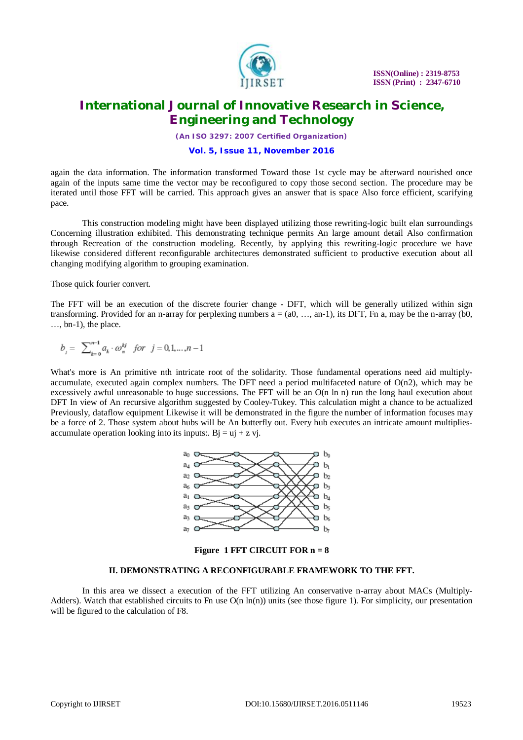again the data information. The information transformed Toward those 1st cycle may be afterward nourished once again of the inputs same time the vector may be reconfigured to copy those second section. The procedure may be iterated until those FFT will be carried. This approach gives an answer that is space Also force efficient, scarifying pace.

This construction modeling might have been displayed utilizing those rewriting-logic built elan surroundings Concerning illustration exhibited. This demonstrating technique permits An large amount detail Also confirmation through Recreation of the construction modeling. Recently, by applying this rewriting-logic procedure we have likewise considered different reconfigurable architectures demonstrated sufficient to productive execution about all changing modifying algorithm to grouping examination.

Those quick fourier convert.

The FFT will be an execution of the discrete fourier change - DFT, which will be generally utilized within sign transforming. Provided for an n-array for perplexing numbers a = (a0, …, an-1), its DFT, Fn a, may be the n-array (b0, …, bn-1), the place.

$$b_j = \sum_{k=0}^{n-1} a_k \cdot \omega_n^{kj} \quad for \quad j = 0,1,\dots,n-1$$

What's more is An primitive nth intricate root of the solidarity. Those fundamental operations need aid multiply-accumulate, executed again complex numbers. The DFT need a period multifaceted nature of O(n2), which may be excessively awful unreasonable to huge successions. The FFT will be an O(n ln n) run the long haul execution about DFT In view of An recursive algorithm suggested by Cooley-Tukey. This calculation might a chance to be actualized Previously, dataflow equipment Likewise it will be demonstrated in the figure the number of information focuses may be a force of 2. Those system about hubs will be An butterfly out. Every hub executes an intricate amount multiplies-accumulate operation looking into its inputs:. Bj = uj + z vj.

**Figure 1 FFT CIRCUIT FOR n = 8**

### II. DEMONSTRATING A RECONFIGURABLE FRAMEWORK TO THE FFT.

In this area we dissect a execution of the FFT utilizing An conservative n-array about MACs (Multiply-Adders). Watch that established circuits to Fn use O(n ln(n)) units (see those figure 1). For simplicity, our presentation will be figured to the calculation of F8.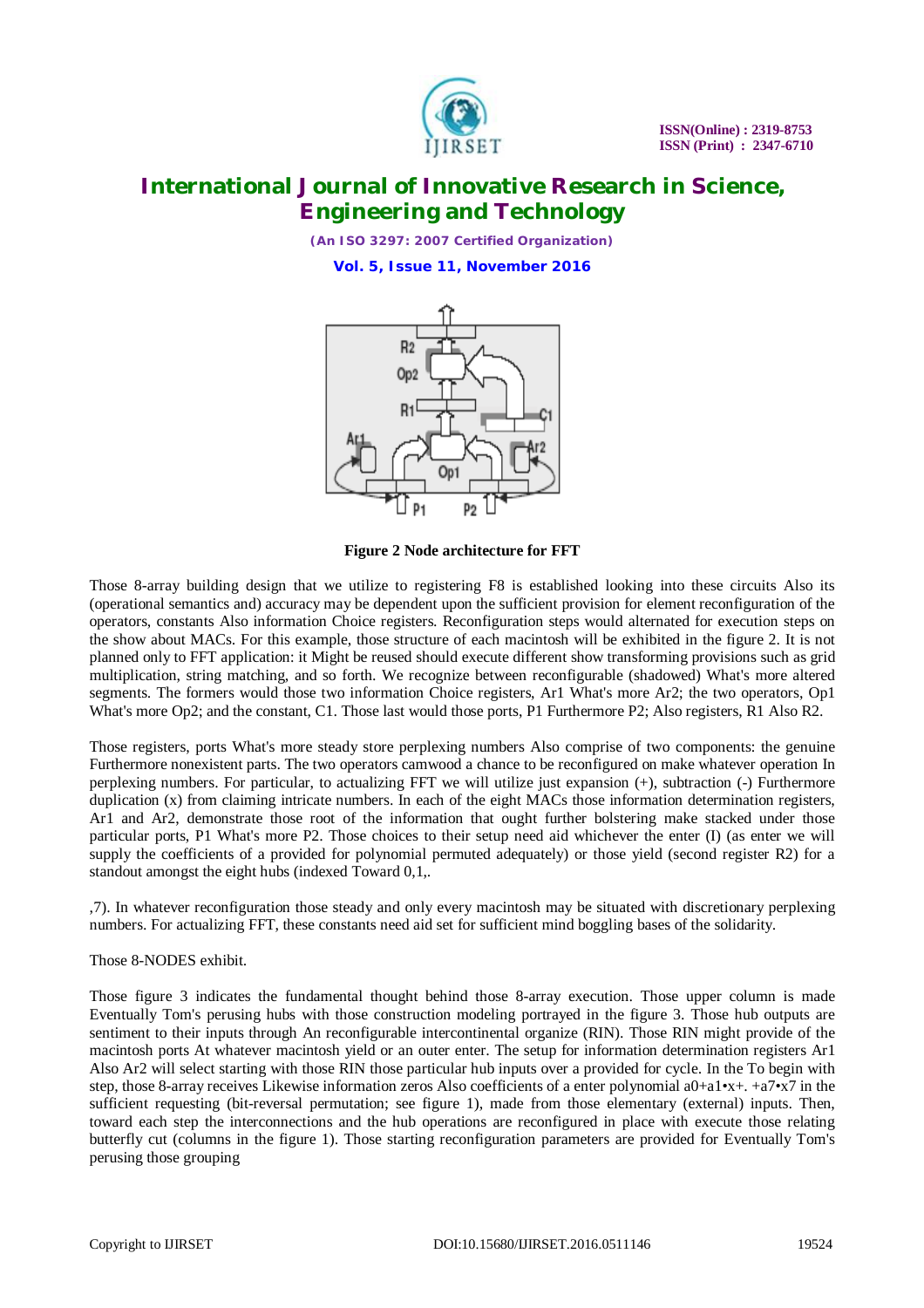**Figure 2 Node architecture for FFT**

Those 8-array building design that we utilize to registering F8 is established looking into these circuits Also its (operational semantics and) accuracy may be dependent upon the sufficient provision for element reconfiguration of the operators, constants Also information Choice registers. Reconfiguration steps would alternated for execution steps on the show about MACs. For this example, those structure of each macintosh will be exhibited in the figure 2. It is not planned only to FFT application: it Might be reused should execute different show transforming provisions such as grid multiplication, string matching, and so forth. We recognize between reconfigurable (shadowed) What's more altered segments. The formers would those two information Choice registers, Ar1 What's more Ar2; the two operators, Op1 What's more Op2; and the constant, C1. Those last would those ports, P1 Furthermore P2; Also registers, R1 Also R2.

Those registers, ports What's more steady store perplexing numbers Also comprise of two components: the genuine Furthermore nonexistent parts. The two operators camwood a chance to be reconfigured on make whatever operation In perplexing numbers. For particular, to actualizing FFT we will utilize just expansion (+), subtraction (-) Furthermore duplication (x) from claiming intricate numbers. In each of the eight MACs those information determination registers, Ar1 and Ar2, demonstrate those root of the information that ought further bolstering make stacked under those particular ports, P1 What's more P2. Those choices to their setup need aid whichever the enter (I) (as enter we will supply the coefficients of a provided for polynomial permuted adequately) or those yield (second register R2) for a standout amongst the eight hubs (indexed Toward 0,1,.

,7). In whatever reconfiguration those steady and only every macintosh may be situated with discretionary perplexing numbers. For actualizing FFT, these constants need aid set for sufficient mind boggling bases of the solidarity.

Those 8-NODES exhibit.

Those figure 3 indicates the fundamental thought behind those 8-array execution. Those upper column is made Eventually Tom's perusing hubs with those construction modeling portrayed in the figure 3. Those hub outputs are sentiment to their inputs through An reconfigurable intercontinental organize (RIN). Those RIN might provide of the macintosh ports At whatever macintosh yield or an outer enter. The setup for information determination registers Ar1 Also Ar2 will select starting with those RIN those particular hub inputs over a provided for cycle. In the To begin with step, those 8-array receives Likewise information zeros Also coefficients of a enter polynomial $a0+a1•x+. +a7•x7$ in the sufficient requesting (bit-reversal permutation; see figure 1), made from those elementary (external) inputs. Then, toward each step the interconnections and the hub operations are reconfigured in place with execute those relating butterfly cut (columns in the figure 1). Those starting reconfiguration parameters are provided for Eventually Tom's perusing those grouping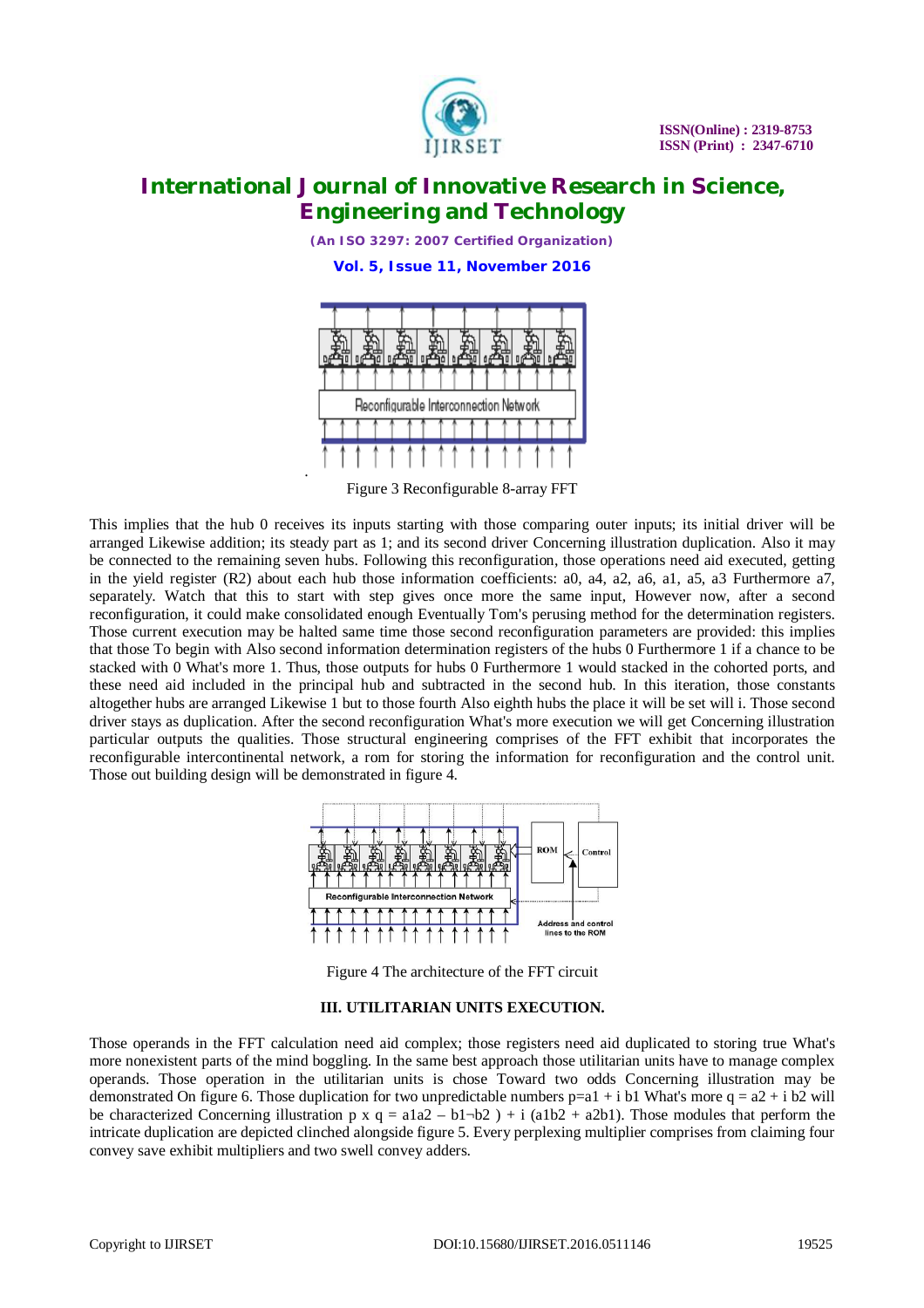Figure 3 Reconfigurable 8-array FFT

This implies that the hub 0 receives its inputs starting with those comparing outer inputs; its initial driver will be arranged Likewise addition; its steady part as 1; and its second driver Concerning illustration duplication. Also it may be connected to the remaining seven hubs. Following this reconfiguration, those operations need aid executed, getting in the yield register (R2) about each hub those information coefficients: a0, a4, a2, a6, a1, a5, a3 Furthermore a7, separately. Watch that this to start with step gives once more the same input, However now, after a second reconfiguration, it could make consolidated enough Eventually Tom's perusing method for the determination registers. Those current execution may be halted same time those second reconfiguration parameters are provided: this implies that those To begin with Also second information determination registers of the hubs 0 Furthermore 1 if a chance to be stacked with 0 What's more 1. Thus, those outputs for hubs 0 Furthermore 1 would stacked in the cohorted ports, and these need aid included in the principal hub and subtracted in the second hub. In this iteration, those constants altogether hubs are arranged Likewise 1 but to those fourth Also eighth hubs the place it will be set will i. Those second driver stays as duplication. After the second reconfiguration What's more execution we will get Concerning illustration particular outputs the qualities. Those structural engineering comprises of the FFT exhibit that incorporates the reconfigurable intercontinental network, a rom for storing the information for reconfiguration and the control unit. Those out building design will be demonstrated in figure 4.

Figure 4 The architecture of the FFT circuit

### III. UTILITARIAN UNITS EXECUTION.

Those operands in the FFT calculation need aid complex; those registers need aid duplicated to storing true What's more nonexistent parts of the mind boggling. In the same best approach those utilitarian units have to manage complex operands. Those operation in the utilitarian units is chose Toward two odds Concerning illustration may be demonstrated On figure 6. Those duplication for two unpredictable numbers p=a1 + i b1 What's more q = a2 + i b2 will be characterized Concerning illustration p x q = a1a2 – b1¬b2 ) + i (a1b2 + a2b1). Those modules that perform the intricate duplication are depicted clinched alongside figure 5. Every perplexing multiplier comprises from claiming four convey save exhibit multipliers and two swell convey adders.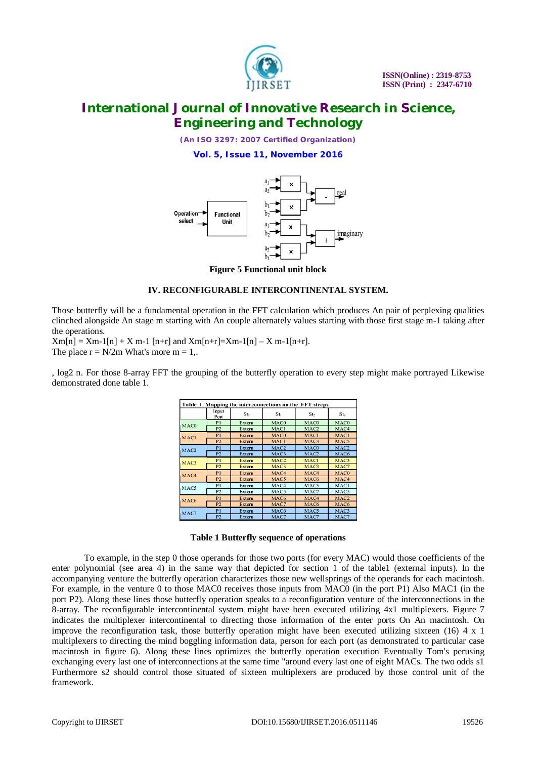Figure 5 Functional unit block

## IV. RECONFIGURABLE INTERCONTINENTAL SYSTEM.

Those butterfly will be a fundamental operation in the FFT calculation which produces An pair of perplexing qualities clinched alongside An stage m starting with An couple alternately values starting with those first stage m-1 taking after the operations.

$X_m[n] = X_{m-1}[n] + X_{m-1}[n+r]$ and $X_m[n+r]=X_{m-1}[n] – X_{m-1}[n+r]$.

The place $r = N/2m$ What's more $m = 1$,.

, log2 n. For those 8-array FFT the grouping of the butterfly operation to every step might make portrayed Likewise demonstrated done table 1.

Table 1. Mapping the interconnections on the FFT steps

| | Input Port | $St_0$ | $St_1$ | $St_2$ | $St_3$ |
|---|---|---|---|---|---|
| MAC0 | P1 | Extern | MAC0 | MAC0 | MAC0 |
| | P2 | Extern | MAC1 | MAC2 | MAC4 |
| MAC1 | P1 | Extern | MAC0 | MAC1 | MAC1 |
| | P2 | Extern | MAC1 | MAC3 | MAC5 |
| MAC2 | P1 | Extern | MAC2 | MAC0 | MAC2 |
| | P2 | Extern | MAC3 | MAC2 | MAC6 |
| MAC3 | P1 | Extern | MAC2 | MAC1 | MAC3 |
| | P2 | Extern | MAC3 | MAC3 | MAC7 |
| MAC4 | P1 | Extern | MAC4 | MAC4 | MAC0 |
| | P2 | Extern | MAC5 | MAC6 | MAC4 |
| MAC5 | P1 | Extern | MAC4 | MAC5 | MAC1 |
| | P2 | Extern | MAC5 | MAC7 | MAC5 |
| MAC6 | P1 | Extern | MAC6 | MAC4 | MAC2 |
| | P2 | Extern | MAC7 | MAC6 | MAC6 |
| MAC7 | P1 | Extern | MAC6 | MAC5 | MAC3 |
| | P2 | Extern | MAC7 | MAC7 | MAC7 |

**Table 1 Butterfly sequence of operations**

To example, in the step 0 those operands for those two ports (for every MAC) would those coefficients of the enter polynomial (see area 4) in the same way that depicted for section 1 of the table1 (external inputs). In the accompanying venture the butterfly operation characterizes those new wellsprings of the operands for each macintosh. For example, in the venture 0 to those MAC0 receives those inputs from MAC0 (in the port P1) Also MAC1 (in the port P2). Along these lines those butterfly operation speaks to a reconfiguration venture of the interconnections in the 8-array. The reconfigurable intercontinental system might have been executed utilizing 4x1 multiplexers. Figure 7 indicates the multiplexer intercontinental to directing those information of the enter ports On An macintosh. On improve the reconfiguration task, those butterfly operation might have been executed utilizing sixteen (16) 4 x 1 multiplexers to directing the mind boggling information data, person for each port (as demonstrated to particular case macintosh in figure 6). Along these lines optimizes the butterfly operation execution Eventually Tom's perusing exchanging every last one of interconnections at the same time "around every last one of eight MACs. The two odds s1 Furthermore s2 should control those situated of sixteen multiplexers are produced by those control unit of the framework.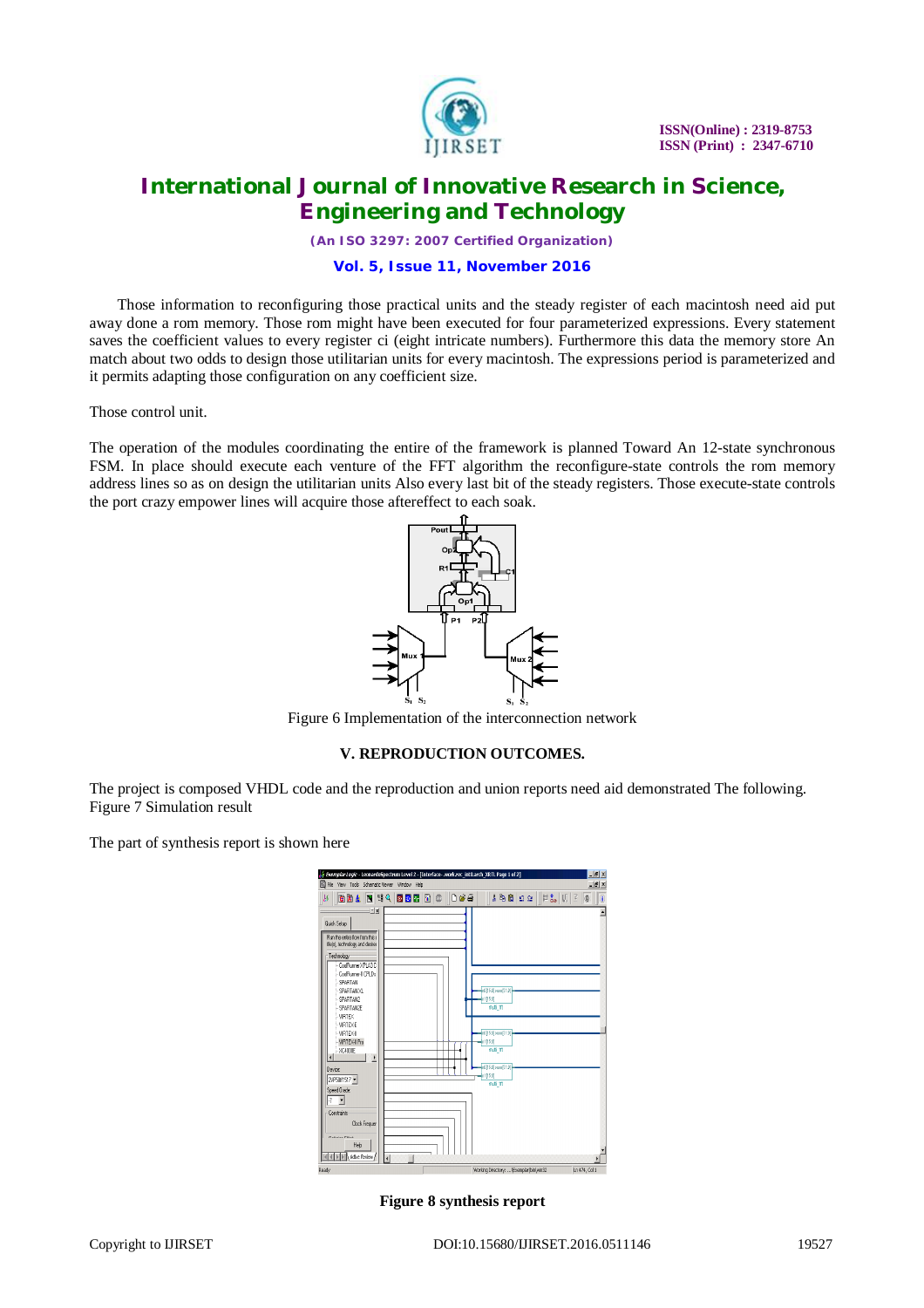Those information to reconfiguring those practical units and the steady register of each macintosh need aid put away done a rom memory. Those rom might have been executed for four parameterized expressions. Every statement saves the coefficient values to every register ci (eight intricate numbers). Furthermore this data the memory store An match about two odds to design those utilitarian units for every macintosh. The expressions period is parameterized and it permits adapting those configuration on any coefficient size.

Those control unit.

The operation of the modules coordinating the entire of the framework is planned Toward An 12-state synchronous FSM. In place should execute each venture of the FFT algorithm the reconfigure-state controls the rom memory address lines so as on design the utilitarian units Also every last bit of the steady registers. Those execute-state controls the port crazy empower lines will acquire those aftereffect to each soak.

Figure 6 Implementation of the interconnection network

## V. REPRODUCTION OUTCOMES.

The project is composed VHDL code and the reproduction and union reports need aid demonstrated The following. Figure 7 Simulation result

The part of synthesis report is shown here

**Figure 8 synthesis report**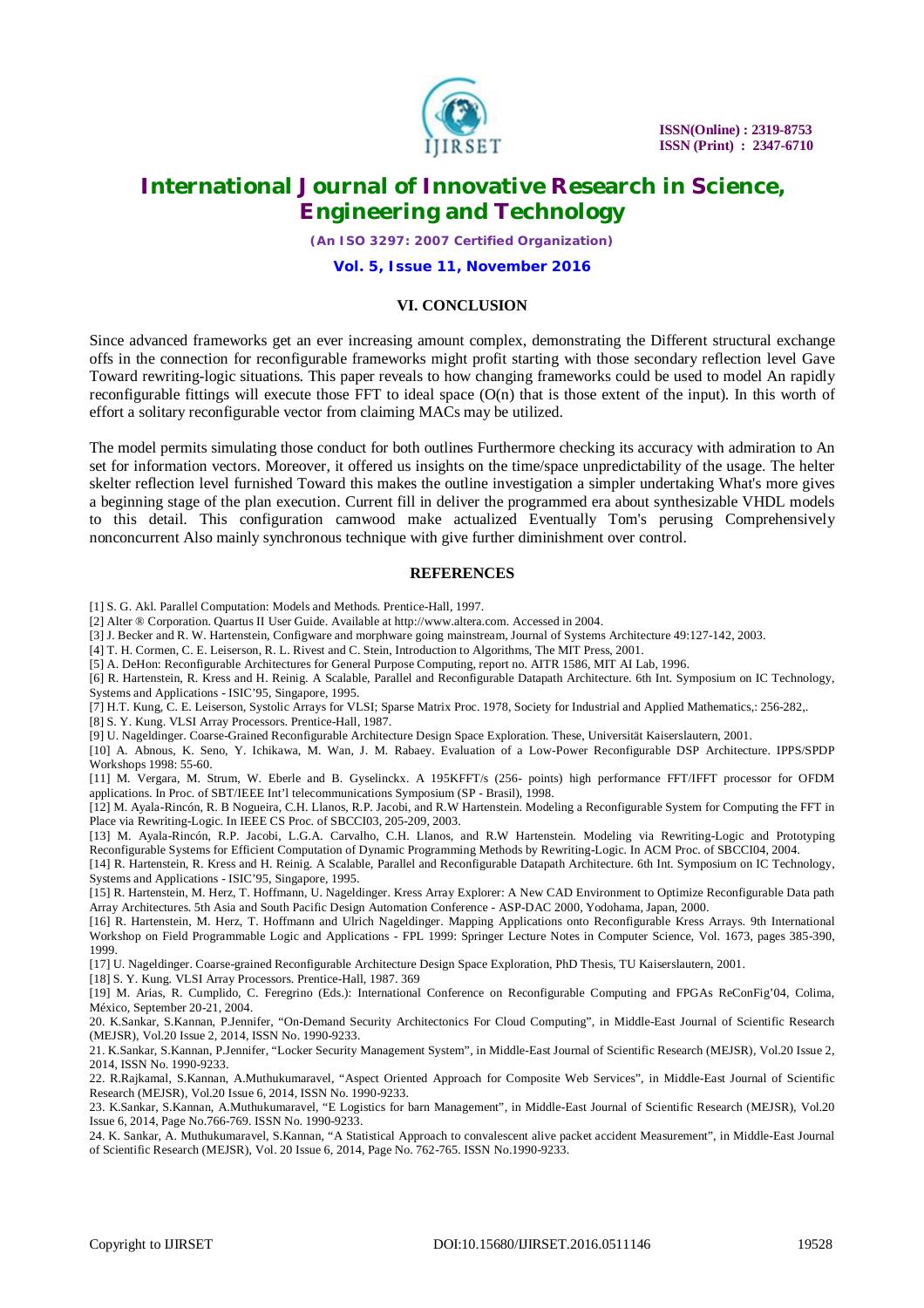## VI. CONCLUSION

Since advanced frameworks get an ever increasing amount complex, demonstrating the Different structural exchange offs in the connection for reconfigurable frameworks might profit starting with those secondary reflection level Gave Toward rewriting-logic situations. This paper reveals to how changing frameworks could be used to model An rapidly reconfigurable fittings will execute those FFT to ideal space (O(n) that is those extent of the input). In this worth of effort a solitary reconfigurable vector from claiming MACs may be utilized.

The model permits simulating those conduct for both outlines Furthermore checking its accuracy with admiration to An set for information vectors. Moreover, it offered us insights on the time/space unpredictability of the usage. The helter skelter reflection level furnished Toward this makes the outline investigation a simpler undertaking What's more gives a beginning stage of the plan execution. Current fill in deliver the programmed era about synthesizable VHDL models to this detail. This configuration camwood make actualized Eventually Tom's perusing Comprehensively nonconcurrent Also mainly synchronous technique with give further diminishment over control.

## REFERENCES

[1] S. G. Akl. Parallel Computation: Models and Methods. Prentice-Hall, 1997.

[2] Alter ® Corporation. Quartus II User Guide. Available at http://www.altera.com. Accessed in 2004.

[3] J. Becker and R. W. Hartenstein, Configware and morphware going mainstream, Journal of Systems Architecture 49:127-142, 2003.

[4] T. H. Cormen, C. E. Leiserson, R. L. Rivest and C. Stein, Introduction to Algorithms, The MIT Press, 2001.

[5] A. DeHon: Reconfigurable Architectures for General Purpose Computing, report no. AITR 1586, MIT AI Lab, 1996.

[6] R. Hartenstein, R. Kress and H. Reinig. A Scalable, Parallel and Reconfigurable Datapath Architecture. 6th Int. Symposium on IC Technology, Systems and Applications - ISIC'95, Singapore, 1995.

[7] H.T. Kung, C. E. Leiserson, Systolic Arrays for VLSI; Sparse Matrix Proc. 1978, Society for Industrial and Applied Mathematics,: 256-282,.

[8] S. Y. Kung. VLSI Array Processors. Prentice-Hall, 1987.

[9] U. Nageldinger. Coarse-Grained Reconfigurable Architecture Design Space Exploration. These, Universität Kaiserslautern, 2001.

[10] A. Abnous, K. Seno, Y. Ichikawa, M. Wan, J. M. Rabaey. Evaluation of a Low-Power Reconfigurable DSP Architecture. IPPS/SPDP Workshops 1998: 55-60.

[11] M. Vergara, M. Strum, W. Eberle and B. Gyselinckx. A 195KFFT/s (256- points) high performance FFT/IFFT processor for OFDM applications. In Proc. of SBT/IEEE Int'l telecommunications Symposium (SP - Brasil), 1998.

[12] M. Ayala-Rincón, R. B Nogueira, C.H. Llanos, R.P. Jacobi, and R.W Hartenstein. Modeling a Reconfigurable System for Computing the FFT in Place via Rewriting-Logic. In IEEE CS Proc. of SBCCI03, 205-209, 2003.

[13] M. Ayala-Rincón, R.P. Jacobi, L.G.A. Carvalho, C.H. Llanos, and R.W Hartenstein. Modeling via Rewriting-Logic and Prototyping Reconfigurable Systems for Efficient Computation of Dynamic Programming Methods by Rewriting-Logic. In ACM Proc. of SBCCI04, 2004.

[14] R. Hartenstein, R. Kress and H. Reinig. A Scalable, Parallel and Reconfigurable Datapath Architecture. 6th Int. Symposium on IC Technology, Systems and Applications - ISIC'95, Singapore, 1995.

[15] R. Hartenstein, M. Herz, T. Hoffmann, U. Nageldinger. Kress Array Explorer: A New CAD Environment to Optimize Reconfigurable Data path Array Architectures. 5th Asia and South Pacific Design Automation Conference - ASP-DAC 2000, Yodohama, Japan, 2000.

[16] R. Hartenstein, M. Herz, T. Hoffmann and Ulrich Nageldinger. Mapping Applications onto Reconfigurable Kress Arrays. 9th International Workshop on Field Programmable Logic and Applications - FPL 1999: Springer Lecture Notes in Computer Science, Vol. 1673, pages 385-390, 1999.

[17] U. Nageldinger. Coarse-grained Reconfigurable Architecture Design Space Exploration, PhD Thesis, TU Kaiserslautern, 2001.

[18] S. Y. Kung. VLSI Array Processors. Prentice-Hall, 1987. 369

[19] M. Arias, R. Cumplido, C. Feregrino (Eds.): International Conference on Reconfigurable Computing and FPGAs ReConFig'04, Colima, México, September 20-21, 2004.

20. K.Sankar, S.Kannan, P.Jennifer, "On-Demand Security Architectonics For Cloud Computing", in Middle-East Journal of Scientific Research (MEJSR), Vol.20 Issue 2, 2014, ISSN No. 1990-9233.

21. K.Sankar, S.Kannan, P.Jennifer, "Locker Security Management System", in Middle-East Journal of Scientific Research (MEJSR), Vol.20 Issue 2, 2014, ISSN No. 1990-9233.

22. R.Rajkamal, S.Kannan, A.Muthukumaravel, "Aspect Oriented Approach for Composite Web Services", in Middle-East Journal of Scientific Research (MEJSR), Vol.20 Issue 6, 2014, ISSN No. 1990-9233.

23. K.Sankar, S.Kannan, A.Muthukumaravel, "E Logistics for barn Management", in Middle-East Journal of Scientific Research (MEJSR), Vol.20 Issue 6, 2014, Page No.766-769. ISSN No. 1990-9233.

24. K. Sankar, A. Muthukumaravel, S.Kannan, "A Statistical Approach to convalescent alive packet accident Measurement", in Middle-East Journal of Scientific Research (MEJSR), Vol. 20 Issue 6, 2014, Page No. 762-765. ISSN No.1990-9233.